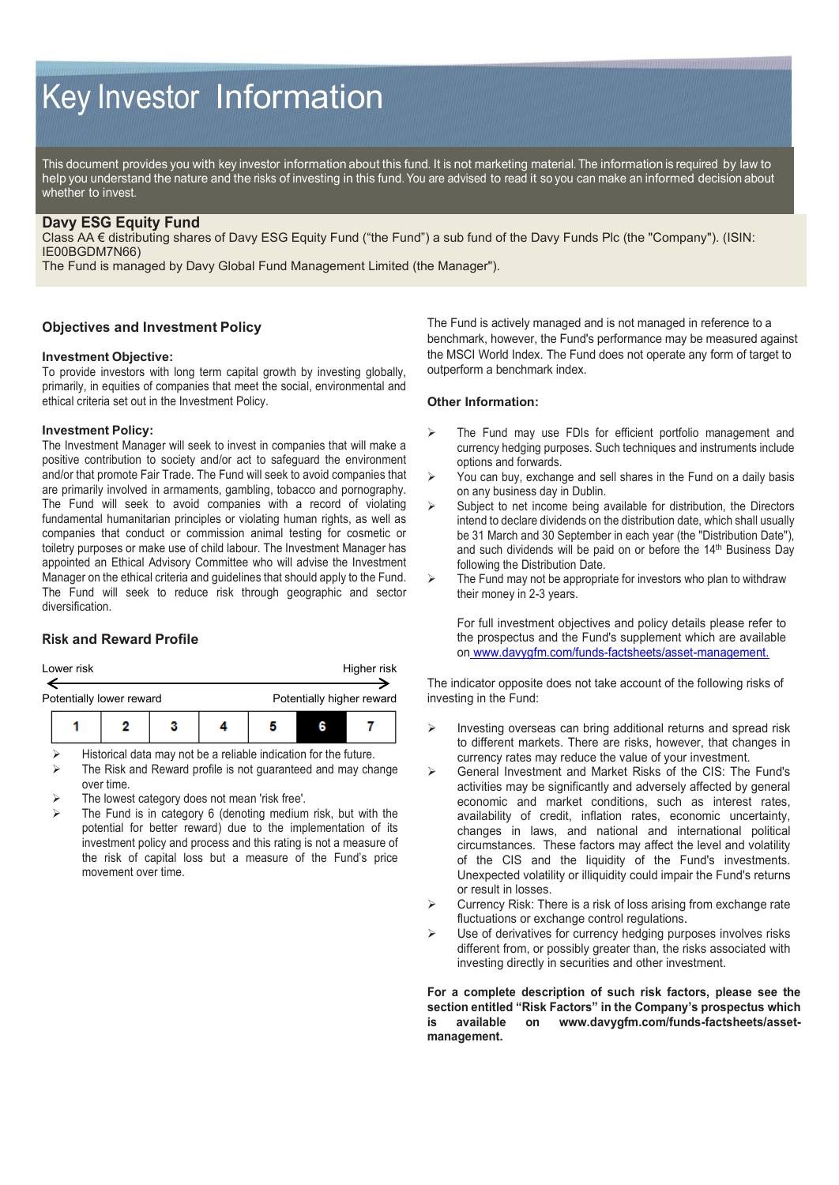# Key Investor Information

This document provides you with key investor information about this fund. It is not marketing material. The information is required by law to help you understand the nature and the risks of investing in this fund. You are advised to read it so you can make an informed decision about whether to invest.

## Davy ESG Equity Fund

Class AA € distributing shares of Davy ESG Equity Fund ("the Fund") a sub fund of the Davy Funds Plc (the "Company"). (ISIN: IE00BGDM7N66)

The Fund is managed by Davy Global Fund Management Limited (the Manager").

## Objectives and Investment Policy

### Investment Objective:

To provide investors with long term capital growth by investing globally, primarily, in equities of companies that meet the social, environmental and ethical criteria set out in the Investment Policy.

### Investment Policy:

The Investment Manager will seek to invest in companies that will make a positive contribution to society and/or act to safeguard the environment and/or that promote Fair Trade. The Fund will seek to avoid companies that are primarily involved in armaments, gambling, tobacco and pornography. The Fund will seek to avoid companies with a record of violating fundamental humanitarian principles or violating human rights, as well as companies that conduct or commission animal testing for cosmetic or toiletry purposes or make use of child labour. The Investment Manager has appointed an Ethical Advisory Committee who will advise the Investment Manager on the ethical criteria and guidelines that should apply to the Fund. The Fund will seek to reduce risk through geographic and sector diversification.

The Fund is actively managed and is not managed in reference to a benchmark, however, the Fund's performance may be measured against the MSCI World Index. The Fund does not operate any form of target to outperform a benchmark index.

### Other Information:

- The Fund may use FDIs for efficient portfolio management and currency hedging purposes. Such techniques and instruments include options and forwards.
- You can buy, exchange and sell shares in the Fund on a daily basis on any business day in Dublin.
- Subject to net income being available for distribution, the Directors intend to declare dividends on the distribution date, which shall usually be 31 March and 30 September in each year (the "Distribution Date"), and such dividends will be paid on or before the 14th Business Day following the Distribution Date.
- The Fund may not be appropriate for investors who plan to withdraw their money in 2-3 years.

For full investment objectives and policy details please refer to the prospectus and the Fund's supplement which are available on www.davygfm.com/funds-factsheets/asset-management.

## Risk and Reward Profile

Lower risk ← → Higher risk

Potentially lower reward — Potentially higher reward

| 1 | 2 | 3 | 4 | 5 | **6** | 7 |
|---|---|---|---|---|---|---|

- Historical data may not be a reliable indication for the future.
- The Risk and Reward profile is not guaranteed and may change over time.
- The lowest category does not mean 'risk free'.
- The Fund is in category 6 (denoting medium risk, but with the potential for better reward) due to the implementation of its investment policy and process and this rating is not a measure of the risk of capital loss but a measure of the Fund's price movement over time.

The indicator opposite does not take account of the following risks of investing in the Fund:

- Investing overseas can bring additional returns and spread risk to different markets. There are risks, however, that changes in currency rates may reduce the value of your investment.
- General Investment and Market Risks of the CIS: The Fund's activities may be significantly and adversely affected by general economic and market conditions, such as interest rates, availability of credit, inflation rates, economic uncertainty, changes in laws, and national and international political circumstances. These factors may affect the level and volatility of the CIS and the liquidity of the Fund's investments. Unexpected volatility or illiquidity could impair the Fund's returns or result in losses.
- Currency Risk: There is a risk of loss arising from exchange rate fluctuations or exchange control regulations.
- Use of derivatives for currency hedging purposes involves risks different from, or possibly greater than, the risks associated with investing directly in securities and other investment.

**For a complete description of such risk factors, please see the section entitled "Risk Factors" in the Company's prospectus which is available on www.davygfm.com/funds-factsheets/asset-management.**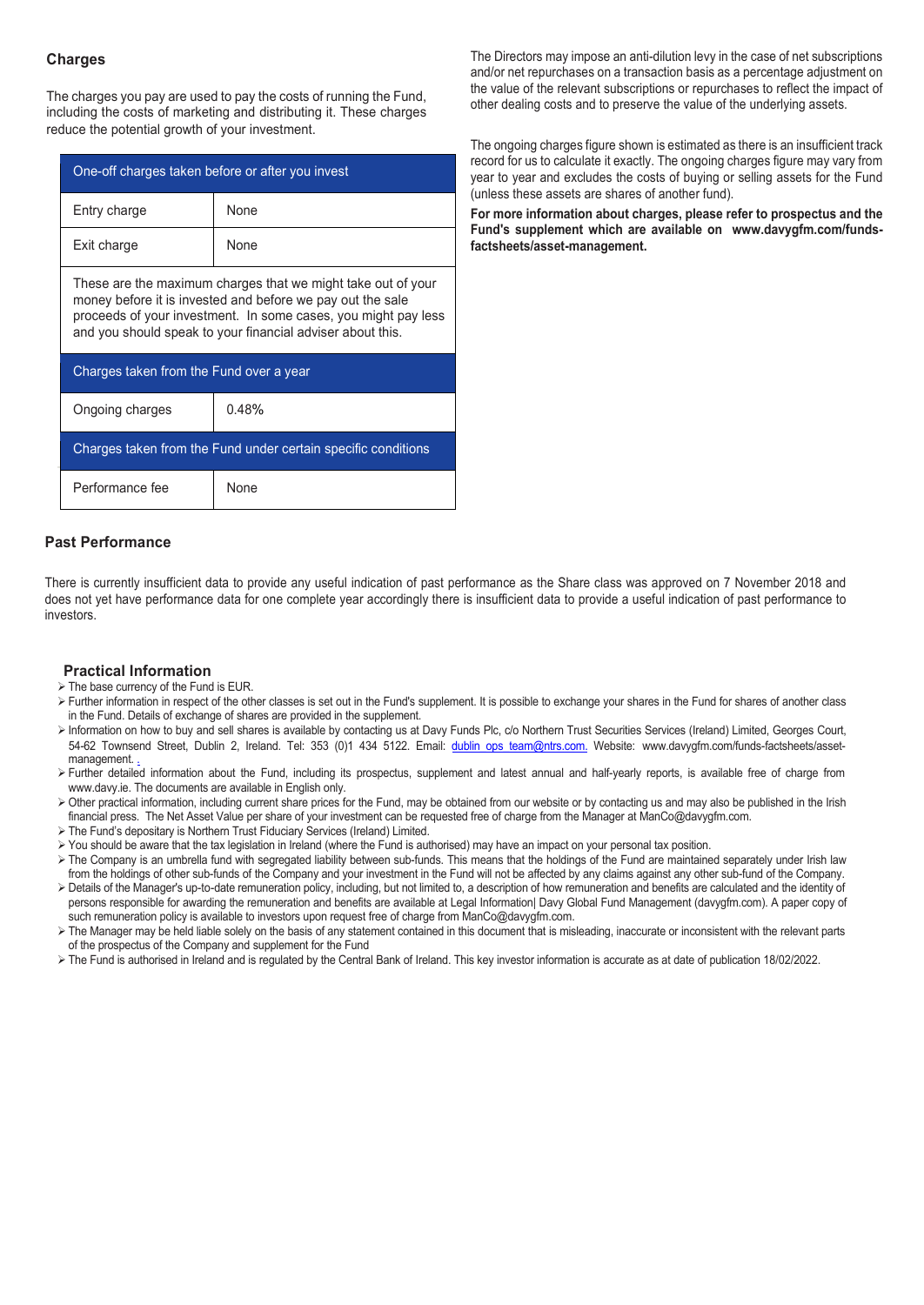## Charges

The charges you pay are used to pay the costs of running the Fund, including the costs of marketing and distributing it. These charges reduce the potential growth of your investment.

| One-off charges taken before or after you invest | |
|---|---|
| Entry charge | None |
| Exit charge | None |
| These are the maximum charges that we might take out of your money before it is invested and before we pay out the sale proceeds of your investment. In some cases, you might pay less and you should speak to your financial adviser about this. | |
| **Charges taken from the Fund over a year** | |
| Ongoing charges | 0.48% |
| **Charges taken from the Fund under certain specific conditions** | |
| Performance fee | None |

The Directors may impose an anti-dilution levy in the case of net subscriptions and/or net repurchases on a transaction basis as a percentage adjustment on the value of the relevant subscriptions or repurchases to reflect the impact of other dealing costs and to preserve the value of the underlying assets.

The ongoing charges figure shown is estimated as there is an insufficient track record for us to calculate it exactly. The ongoing charges figure may vary from year to year and excludes the costs of buying or selling assets for the Fund (unless these assets are shares of another fund).

**For more information about charges, please refer to prospectus and the Fund's supplement which are available on www.davygfm.com/funds-factsheets/asset-management.**

## Past Performance

There is currently insufficient data to provide any useful indication of past performance as the Share class was approved on 7 November 2018 and does not yet have performance data for one complete year accordingly there is insufficient data to provide a useful indication of past performance to investors.

## Practical Information

- The base currency of the Fund is EUR.
- Further information in respect of the other classes is set out in the Fund's supplement. It is possible to exchange your shares in the Fund for shares of another class in the Fund. Details of exchange of shares are provided in the supplement.
- Information on how to buy and sell shares is available by contacting us at Davy Funds Plc, c/o Northern Trust Securities Services (Ireland) Limited, Georges Court, 54-62 Townsend Street, Dublin 2, Ireland. Tel: 353 (0)1 434 5122. Email: dublin_ops_team@ntrs.com. Website: www.davygfm.com/funds-factsheets/asset-management. .
- Further detailed information about the Fund, including its prospectus, supplement and latest annual and half-yearly reports, is available free of charge from www.davy.ie. The documents are available in English only.
- Other practical information, including current share prices for the Fund, may be obtained from our website or by contacting us and may also be published in the Irish financial press. The Net Asset Value per share of your investment can be requested free of charge from the Manager at ManCo@davygfm.com.
- The Fund's depositary is Northern Trust Fiduciary Services (Ireland) Limited.
- You should be aware that the tax legislation in Ireland (where the Fund is authorised) may have an impact on your personal tax position.
- The Company is an umbrella fund with segregated liability between sub-funds. This means that the holdings of the Fund are maintained separately under Irish law from the holdings of other sub-funds of the Company and your investment in the Fund will not be affected by any claims against any other sub-fund of the Company.
- Details of the Manager's up-to-date remuneration policy, including, but not limited to, a description of how remuneration and benefits are calculated and the identity of persons responsible for awarding the remuneration and benefits are available at Legal Information| Davy Global Fund Management (davygfm.com). A paper copy of such remuneration policy is available to investors upon request free of charge from ManCo@davygfm.com.
- The Manager may be held liable solely on the basis of any statement contained in this document that is misleading, inaccurate or inconsistent with the relevant parts of the prospectus of the Company and supplement for the Fund
- The Fund is authorised in Ireland and is regulated by the Central Bank of Ireland. This key investor information is accurate as at date of publication 18/02/2022.